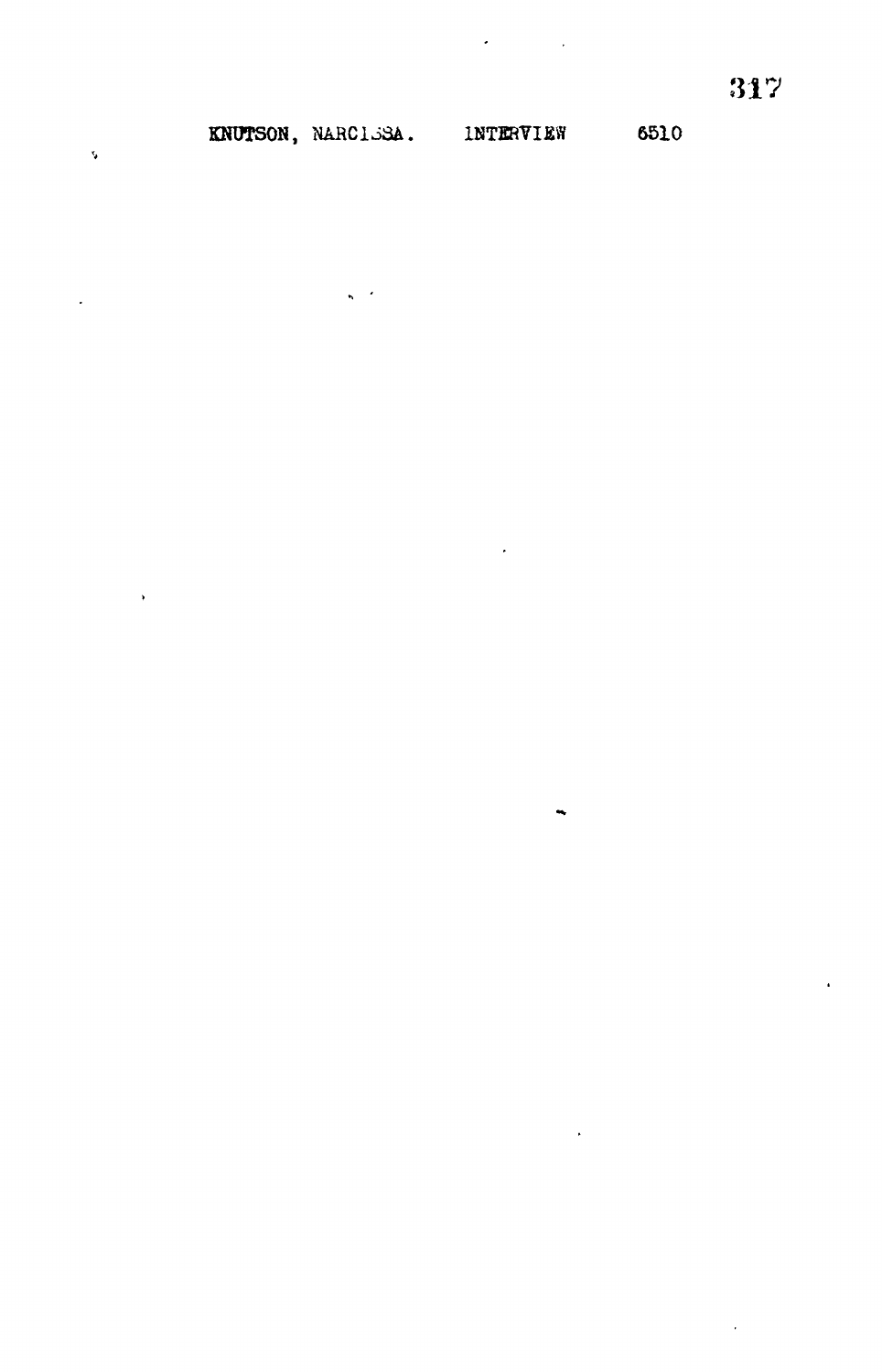KNUTSON, NARCISSA. INTERVIEW 6510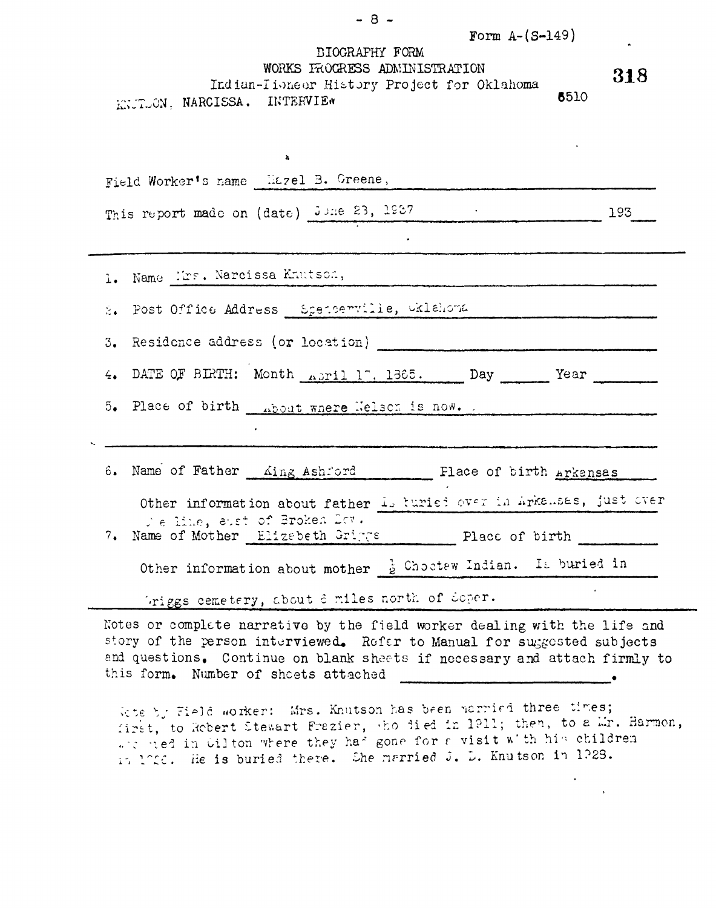Form A-(S-149)

BIOGRAPHY FORM
WORKS PROGRESS ADMINISTRATION
Indian-Pioneer History Project for Oklahoma

318

KNUTSON, NARCISSA. INTERVIEW 6510

Field Worker's name Hazel B. Greene,

This report made on (date) June 23, 1937 193

1. Name Mrs. Narcissa Knutson,
2. Post Office Address Spencerville, Oklahoma
3. Residence address (or location)
4. DATE OF BIRTH: Month April 17, 1865. Day Year
5. Place of birth About where Nelson is now.

6. Name of Father King Ashford Place of birth Arkansas

   Other information about father Is buried over in Arkansas, just over the line, east of Broken Bow.

7. Name of Mother Elizabeth Griggs Place of birth

   Other information about mother ½ Choctaw Indian. Is buried in Griggs cemetery, about 8 miles north of Soper.

Notes or complete narrative by the field worker dealing with the life and story of the person interviewed. Refer to Manual for suggested subjects and questions. Continue on blank sheets if necessary and attach firmly to this form. Number of sheets attached .

Note by Field worker: Mrs. Knutson has been married three times; first, to Robert Stewart Frazier, who died in 1911; then, to a Mr. Harmon, who died in Hilton where they had gone for a visit with his children in 1926. He is buried there. She married J. D. Knutson in 1928.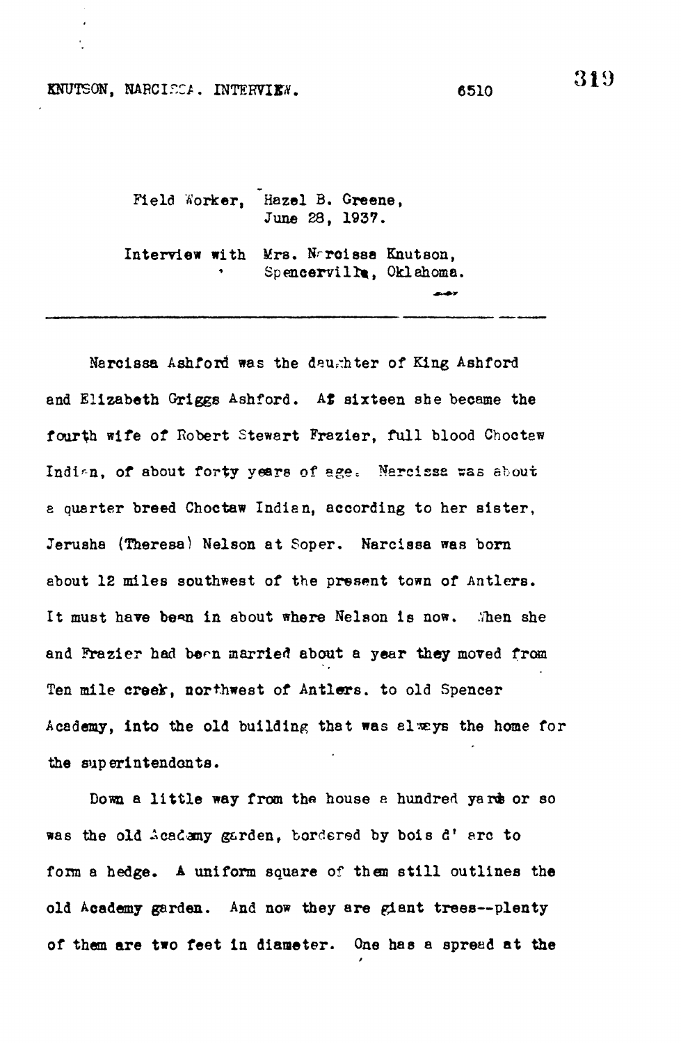Field Worker, Hazel B. Greene,
June 28, 1937.

Interview with Mrs. Narcissa Knutson,
Spencerville, Oklahoma.

---

Narcissa Ashford was the daughter of King Ashford and Elizabeth Griggs Ashford. At sixteen she became the fourth wife of Robert Stewart Frazier, full blood Choctaw Indian, of about forty years of age. Narcissa was about a quarter breed Choctaw Indian, according to her sister, Jerusha (Theresa) Nelson at Soper. Narcissa was born about 12 miles southwest of the present town of Antlers. It must have been in about where Nelson is now. When she and Frazier had been married about a year they moved from Ten mile creek, northwest of Antlers, to old Spencer Academy, into the old building that was always the home for the superintendents.

Down a little way from the house a hundred yards or so was the old Academy garden, bordered by bois d' arc to form a hedge. A uniform square of them still outlines the old Academy garden. And now they are giant trees--plenty of them are two feet in diameter. One has a spread at the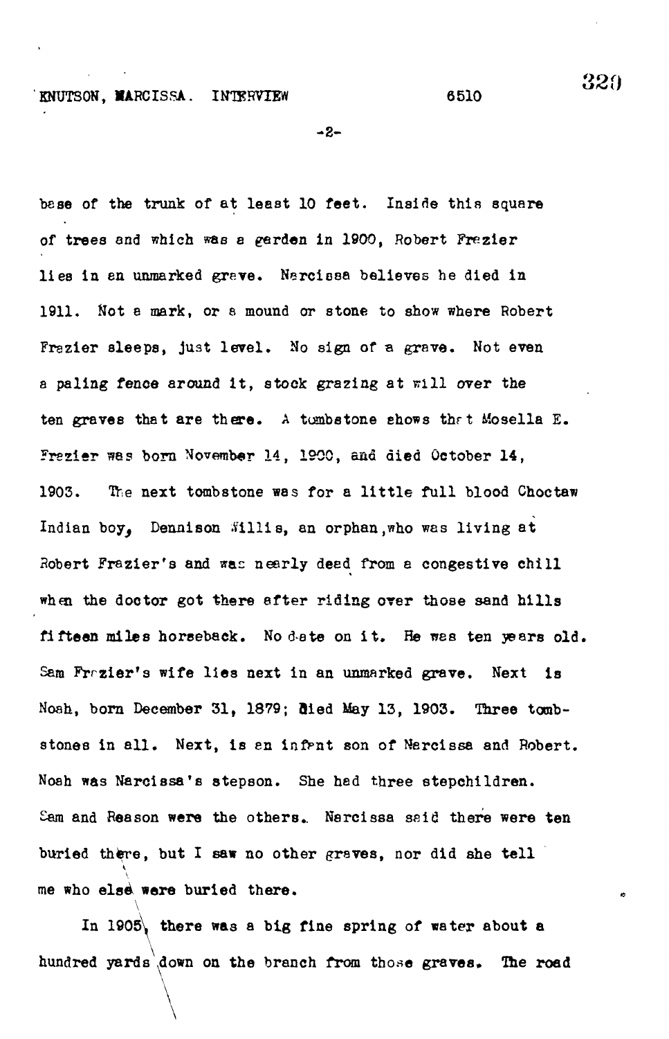base of the trunk of at least 10 feet. Inside this square of trees and which was a garden in 1900, Robert Frazier lies in an unmarked grave. Narcissa believes he died in 1911. Not a mark, or a mound or stone to show where Robert Frazier sleeps, just level. No sign of a grave. Not even a paling fence around it, stock grazing at will over the ten graves that are there. A tombstone shows that Mosella E. Frazier was born November 14, 1900, and died October 14, 1903. The next tombstone was for a little full blood Choctaw Indian boy, Dennison Willis, an orphan, who was living at Robert Frazier's and was nearly dead from a congestive chill when the doctor got there after riding over those sand hills fifteen miles horseback. No date on it. He was ten years old. Sam Frazier's wife lies next in an unmarked grave. Next is Noah, born December 31, 1879; died May 13, 1903. Three tombstones in all. Next, is an infant son of Narcissa and Robert. Noah was Narcissa's stepson. She had three stepchildren. Sam and Reason were the others. Narcissa said there were ten buried there, but I saw no other graves, nor did she tell me who else were buried there.

In 1905, there was a big fine spring of water about a hundred yards down on the branch from those graves. The road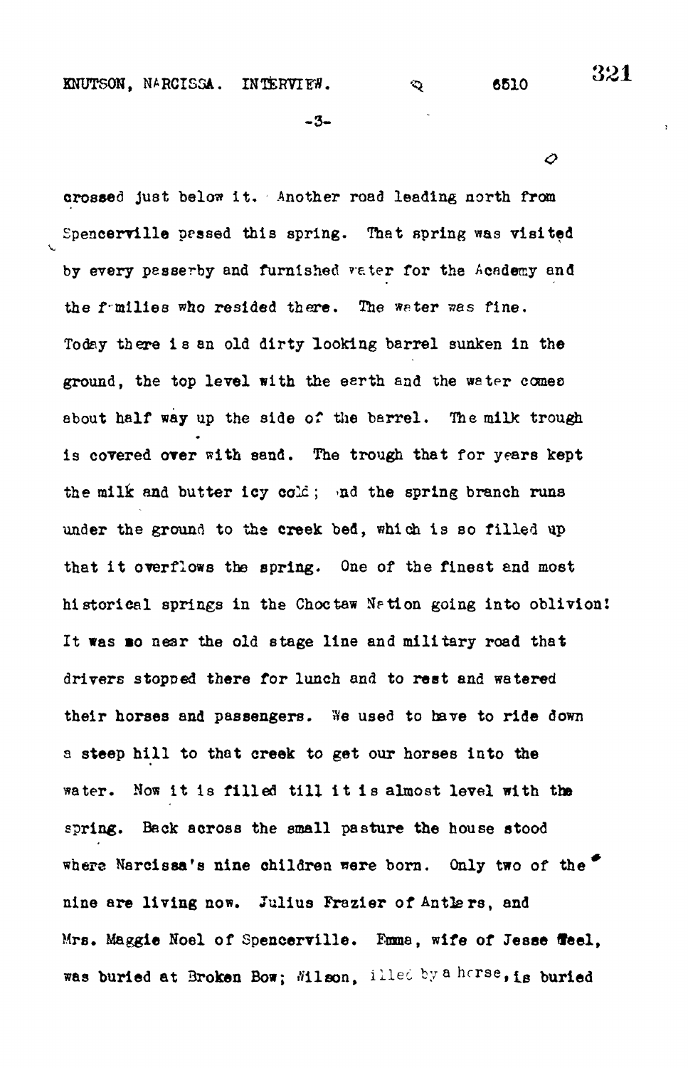crossed just below it. Another road leading north from Spencerville passed this spring. That spring was visited by every passerby and furnished water for the Academy and the families who resided there. The water was fine. Today there is an old dirty looking barrel sunken in the ground, the top level with the earth and the water comes about half way up the side of the barrel. The milk trough is covered over with sand. The trough that for years kept the milk and butter icy cold; and the spring branch runs under the ground to the creek bed, which is so filled up that it overflows the spring. One of the finest and most historical springs in the Choctaw Nation going into oblivion! It was so near the old stage line and military road that drivers stopped there for lunch and to rest and watered their horses and passengers. We used to have to ride down a steep hill to that creek to get our horses into the water. Now it is filled till it is almost level with the spring. Back across the small pasture the house stood where Narcissa's nine children were born. Only two of the nine are living now. Julius Frazier of Antlers, and Mrs. Maggie Noel of Spencerville. Emma, wife of Jesse Neel, was buried at Broken Bow; Wilson, killed by a horse, is buried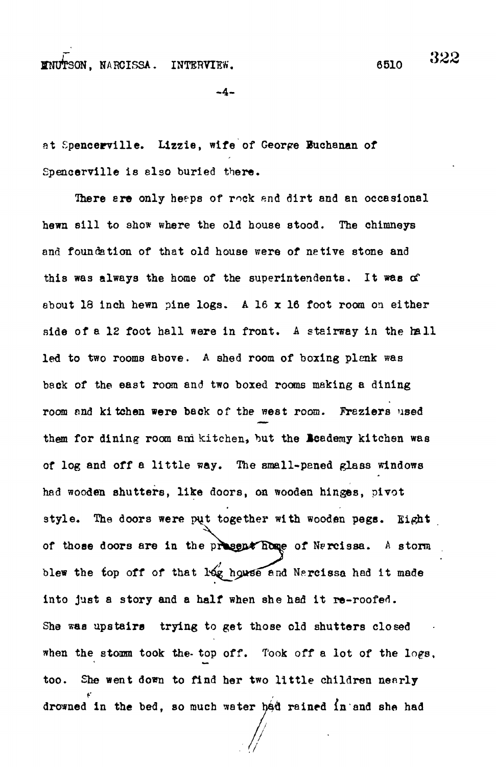at Spencerville. Lizzie, wife of George Buchanan of Spencerville is also buried there.

There are only heaps of rock and dirt and an occasional hewn sill to show where the old house stood. The chimneys and foundation of that old house were of native stone and this was always the home of the superintendents. It was of about 18 inch hewn pine logs. A 16 x 16 foot room on either side of a 12 foot hall were in front. A stairway in the hall led to two rooms above. A shed room of boxing plank was back of the east room and two boxed rooms making a dining room and kitchen were back of the west room. Fraziers used them for dining room and kitchen, but the Academy kitchen was of log and off a little way. The small-paned glass windows had wooden shutters, like doors, on wooden hinges, pivot style. The doors were put together with wooden pegs. Eight of those doors are in the present home of Narcissa. A storm blew the top off of that log house and Narcissa had it made into just a story and a half when she had it re-roofed. She was upstairs trying to get those old shutters closed when the storm took the top off. Took off a lot of the logs, too. She went down to find her two little children nearly drowned in the bed, so much water had rained in and she had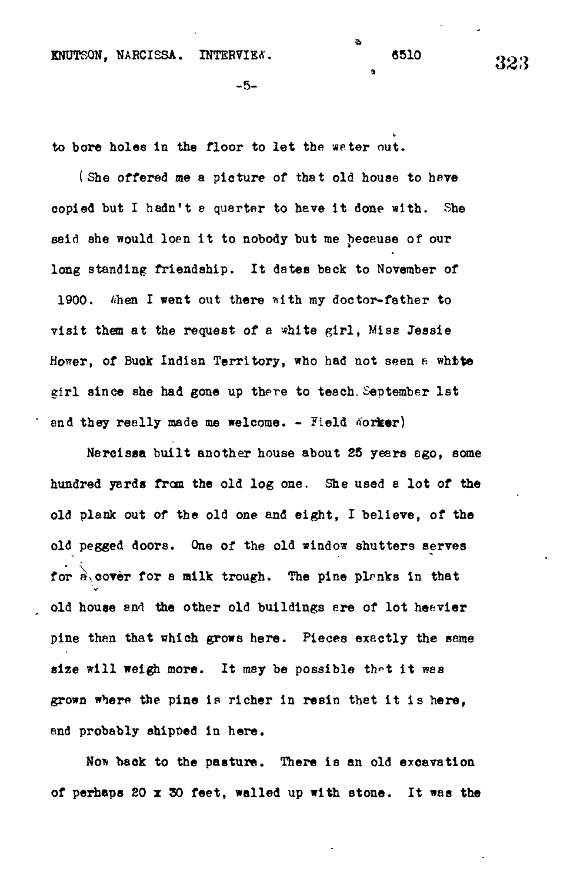to bore holes in the floor to let the water out.

(She offered me a picture of that old house to have copied but I hadn't a quarter to have it done with. She said she would loan it to nobody but me because of our long standing friendship. It dates back to November of 1900. When I went out there with my doctor-father to visit them at the request of a white girl, Miss Jessie Hower, of Buck Indian Territory, who had not seen a white girl since she had gone up there to teach, September 1st and they really made me welcome. - Field Worker)

Narcissa built another house about 25 years ago, some hundred yards from the old log one. She used a lot of the old plank out of the old one and eight, I believe, of the old pegged doors. One of the old window shutters serves for a cover for a milk trough. The pine planks in that old house and the other old buildings are of lot heavier pine than that which grows here. Pieces exactly the same size will weigh more. It may be possible that it was grown where the pine is richer in resin that it is here, and probably shipped in here.

Now back to the pasture. There is an old excavation of perhaps 20 x 30 feet, walled up with stone. It was the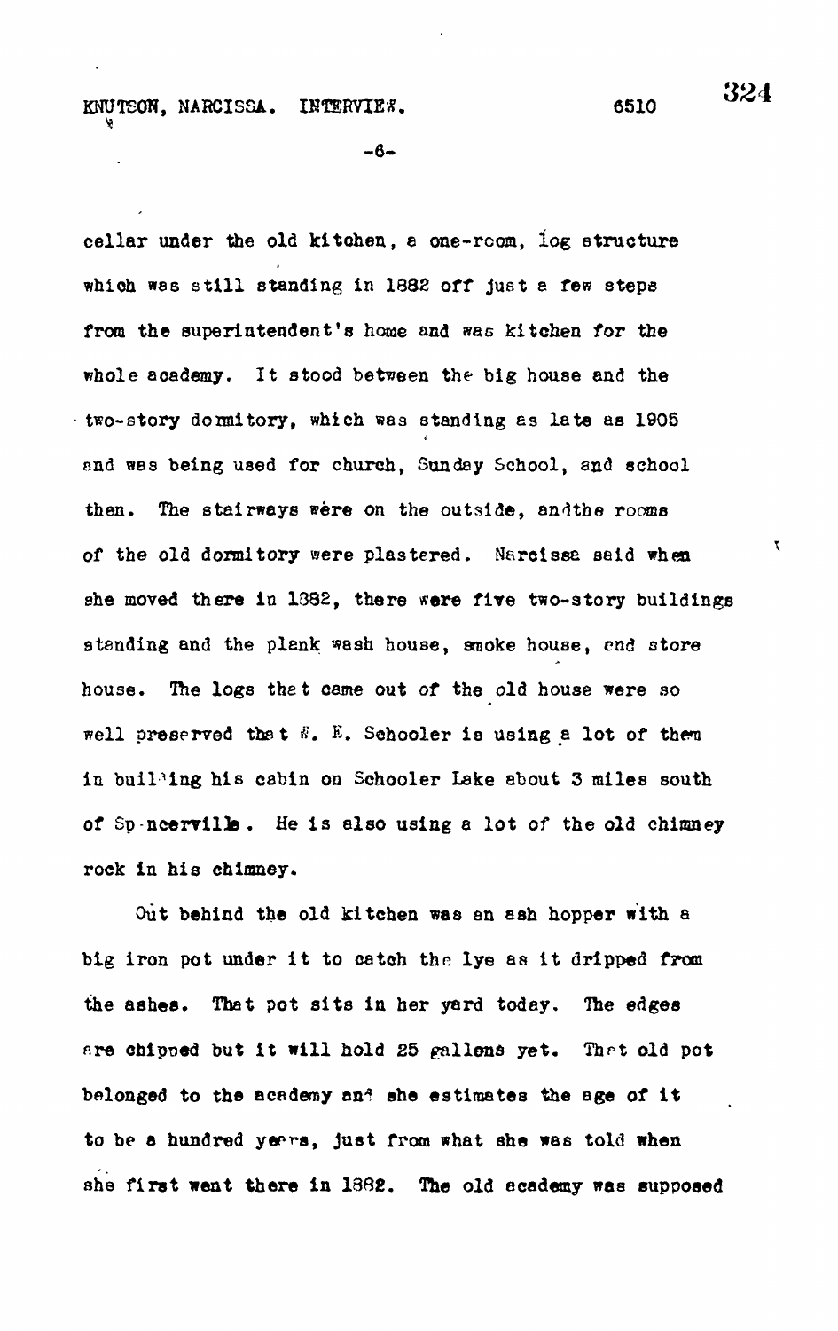cellar under the old kitchen, a one-room, log structure which was still standing in 1882 off just a few steps from the superintendent's home and was kitchen for the whole academy. It stood between the big house and the two-story dormitory, which was standing as late as 1905 and was being used for church, Sunday School, and school then. The stairways were on the outside, andthe rooms of the old dormitory were plastered. Narcissa said when she moved there in 1882, there were five two-story buildings standing and the plank wash house, smoke house, and store house. The logs that came out of the old house were so well preserved that W. E. Schooler is using a lot of them in building his cabin on Schooler Lake about 3 miles south of Spencerville. He is also using a lot of the old chimney rock in his chimney.

Out behind the old kitchen was an ash hopper with a big iron pot under it to catch the lye as it dripped from the ashes. That pot sits in her yard today. The edges are chipped but it will hold 25 gallons yet. That old pot belonged to the academy and she estimates the age of it to be a hundred years, just from what she was told when she first went there in 1882. The old academy was supposed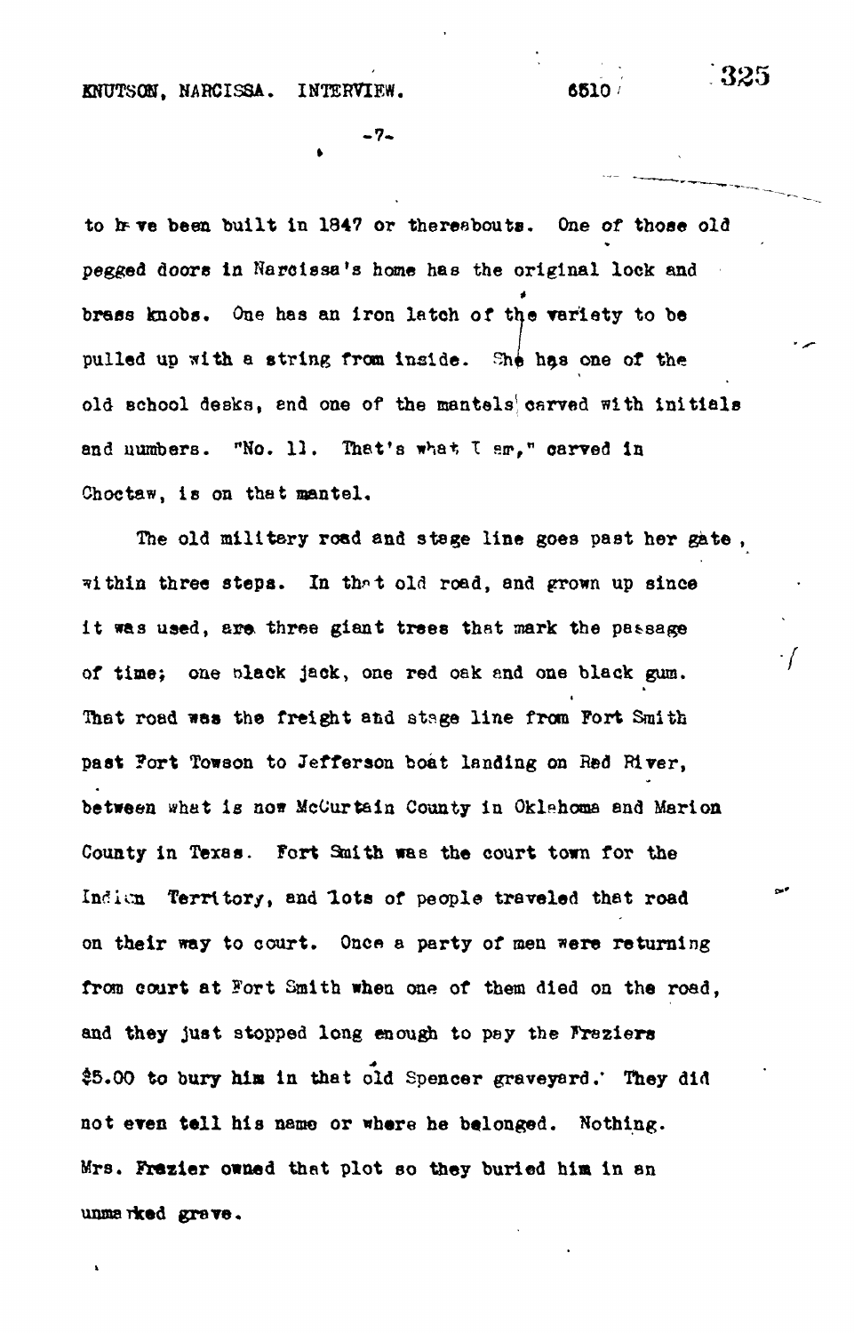to have been built in 1847 or thereabouts. One of those old pegged doors in Narcissa's home has the original lock and brass knobs. One has an iron latch of the variety to be pulled up with a string from inside. She has one of the old school desks, and one of the mantels carved with initials and numbers. "No. 11. That's what I am," carved in Choctaw, is on that mantel.

The old military road and stage line goes past her gate, within three steps. In that old road, and grown up since it was used, are three giant trees that mark the passage of time; one black jack, one red oak and one black gum. That road was the freight and stage line from Fort Smith past Fort Towson to Jefferson boat landing on Red River, between what is now McCurtain County in Oklahoma and Marion County in Texas. Fort Smith was the court town for the Indian Territory, and lots of people traveled that road on their way to court. Once a party of men were returning from court at Fort Smith when one of them died on the road, and they just stopped long enough to pay the Freziers $5.00 to bury him in that old Spencer graveyard. They did not even tell his name or where he belonged. Nothing. Mrs. Frezier owned that plot so they buried him in an unmarked grave.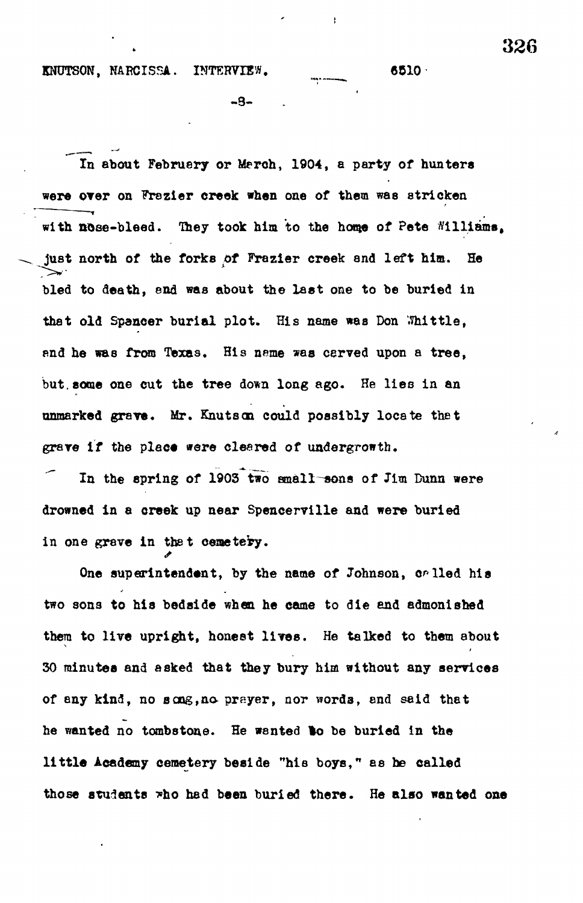In about February or March, 1904, a party of hunters were over on Frezier creek when one of them was stricken with nose-bleed. They took him to the home of Pete Williams, just north of the forks of Frazier creek and left him. He bled to death, and was about the last one to be buried in that old Spencer burial plot. His name was Don Whittle, and he was from Texas. His name was carved upon a tree, but some one cut the tree down long ago. He lies in an unmarked grave. Mr. Knutson could possibly locate that grave if the place were cleared of undergrowth.

In the spring of 1903 two small sons of Jim Dunn were drowned in a creek up near Spencerville and were buried in one grave in that cemetery.

One superintendent, by the name of Johnson, called his two sons to his bedside when he came to die and admonished them to live upright, honest lives. He talked to them about 30 minutes and asked that they bury him without any services of any kind, no song, no prayer, nor words, and said that he wanted no tombstone. He wanted to be buried in the little Academy cemetery beside "his boys," as he called those students who had been buried there. He also wanted one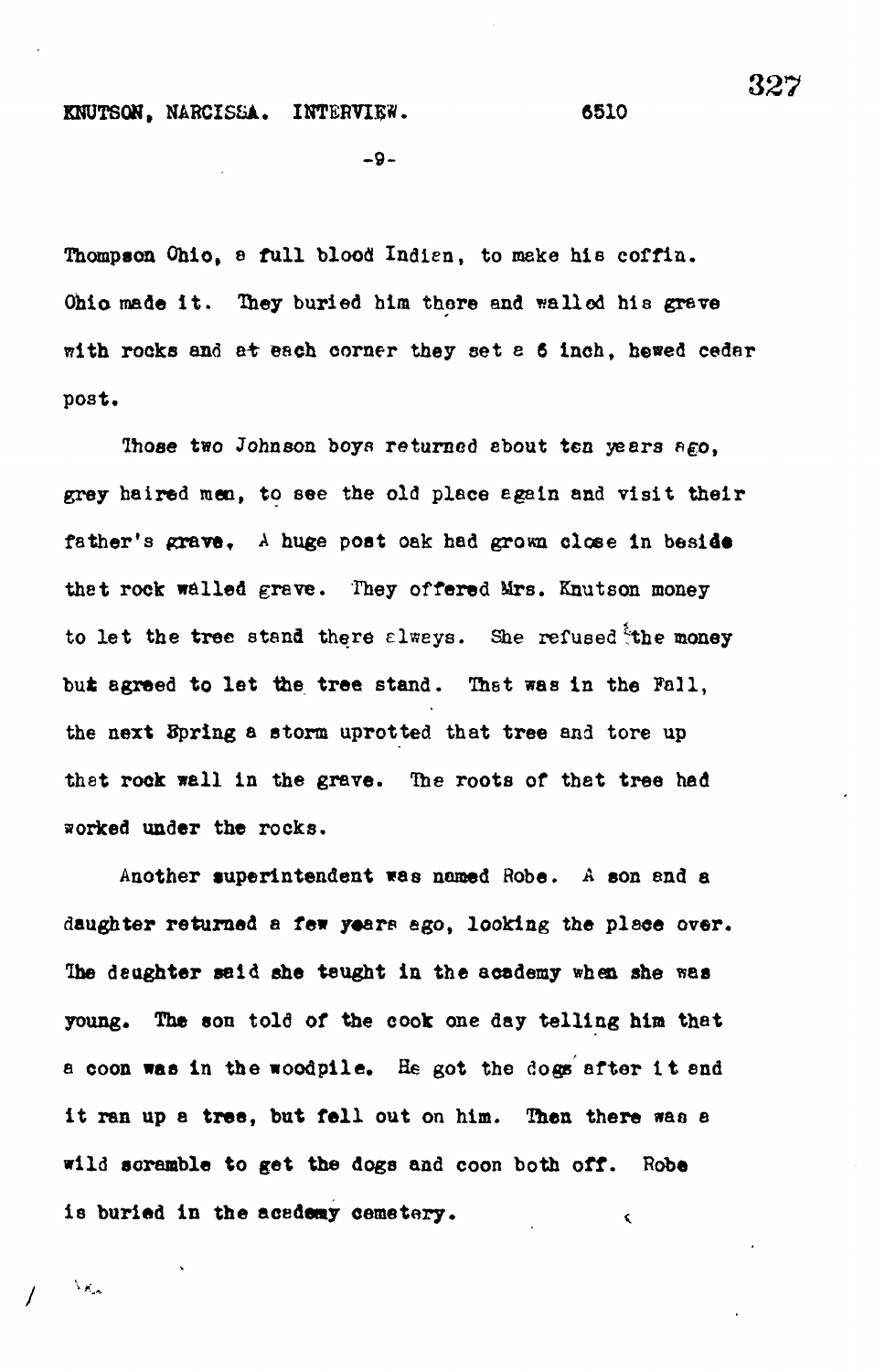Thompson Ohio, a full blood Indian, to make his coffin. Ohio made it. They buried him there and walled his grave with rocks and at each corner they set a 6 inch, hewed cedar post.

Those two Johnson boys returned about ten years ago, grey haired men, to see the old place again and visit their father's grave. A huge post oak had grown close in beside that rock walled grave. They offered Mrs. Knutson money to let the tree stand there always. She refused the money but agreed to let the tree stand. That was in the Fall, the next Spring a storm uprotted that tree and tore up that rock wall in the grave. The roots of that tree had worked under the rocks.

Another superintendent was named Robe. A son and a daughter returned a few years ago, looking the place over. The daughter said she taught in the academy when she was young. The son told of the cook one day telling him that a coon was in the woodpile. He got the dogs after it and it ran up a tree, but fell out on him. Then there was a wild scramble to get the dogs and coon both off. Robe is buried in the academy cemetery.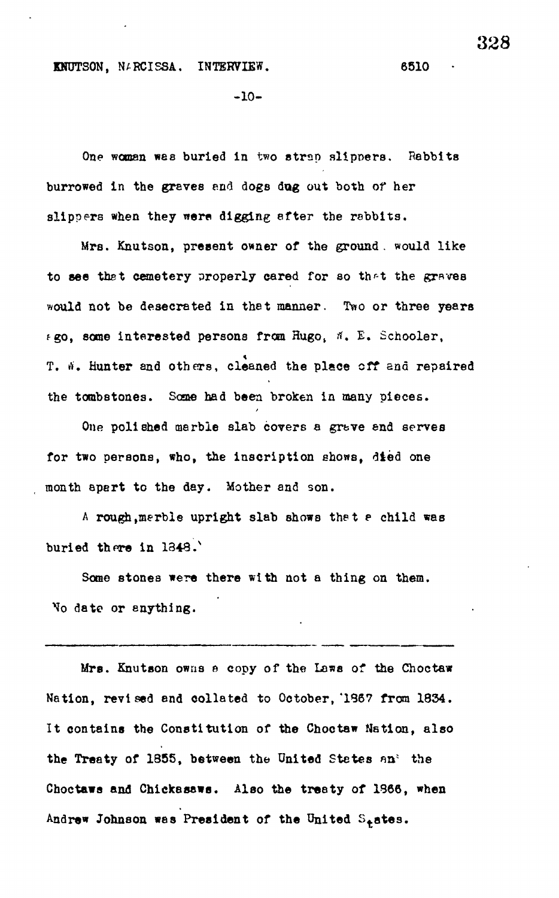One woman was buried in two strap slippers. Rabbits burrowed in the graves and dogs dug out both of her slippers when they were digging after the rabbits.

Mrs. Knutson, present owner of the ground would like to see that cemetery properly cared for so that the graves would not be desecrated in that manner. Two or three years ago, some interested persons from Hugo, W. E. Schooler, T. W. Hunter and others, cleaned the place off and repaired the tombstones. Some had been broken in many pieces.

One polished marble slab covers a grave and serves for two persons, who, the inscription shows, died one month apart to the day. Mother and son.

A rough, marble upright slab shows that a child was buried there in 1848.

Some stones were there with not a thing on them. No date or anything.

---

Mrs. Knutson owns a copy of the Laws of the Choctaw Nation, revised and collated to October, 1867 from 1834. It contains the Constitution of the Choctaw Nation, also the Treaty of 1855, between the United States and the Choctaws and Chickasaws. Also the treaty of 1866, when Andrew Johnson was President of the United States.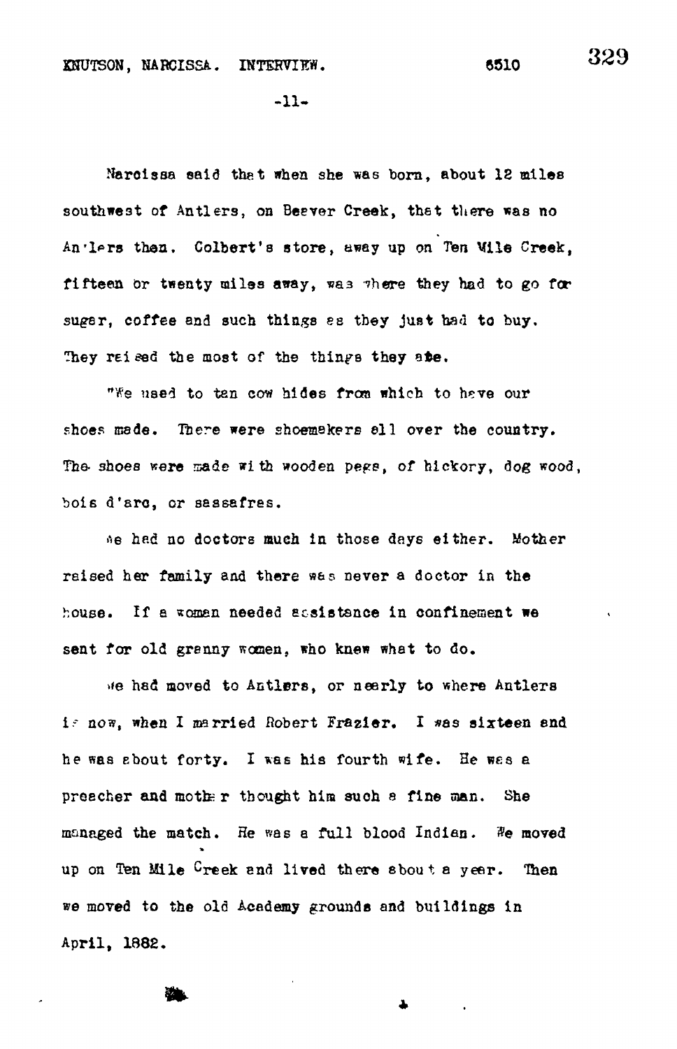Narcissa said that when she was born, about 12 miles southwest of Antlers, on Beaver Creek, that there was no Antlers then. Colbert's store, away up on Ten Mile Creek, fifteen or twenty miles away, was where they had to go for sugar, coffee and such things as they just had to buy. They raised the most of the things they ate.

"We used to tan cow hides from which to have our shoes made. There were shoemakers all over the country. The shoes were made with wooden pegs, of hickory, dog wood, bois d'arc, or sassafras.

We had no doctors much in those days either. Mother raised her family and there was never a doctor in the house. If a woman needed assistance in confinement we sent for old granny women, who knew what to do.

We had moved to Antlers, or nearly to where Antlers is now, when I married Robert Frazier. I was sixteen and he was about forty. I was his fourth wife. He was a preacher and mother thought him such a fine man. She managed the match. He was a full blood Indian. We moved up on Ten Mile Creek and lived there about a year. Then we moved to the old Academy grounds and buildings in April, 1882.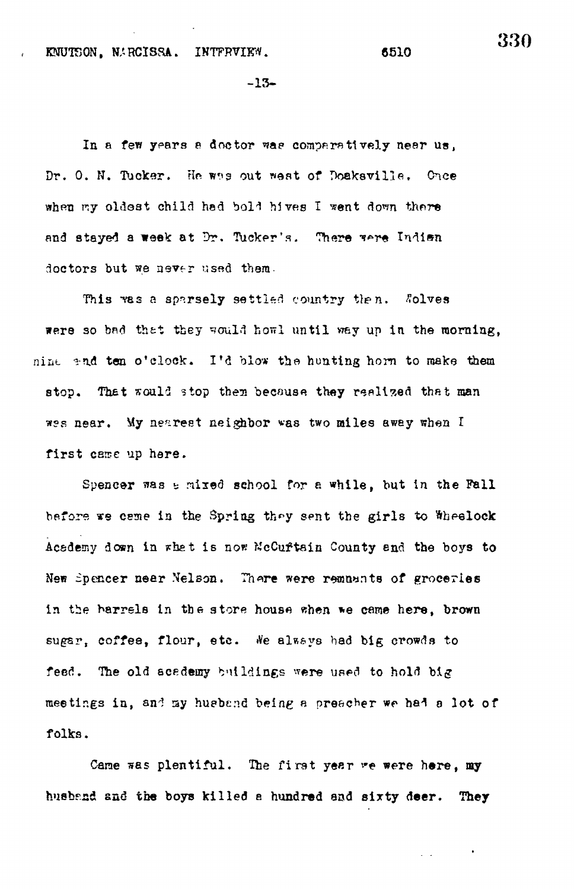In a few years a doctor was comparatively near us, Dr. O. N. Tucker. He was out west of Doaksville. Once when my oldest child had bold hives I went down there and stayed a week at Dr. Tucker's. There were Indian doctors but we never used them.

This was a sparsely settled country then. Wolves were so bad that they would howl until way up in the morning, nine and ten o'clock. I'd blow the hunting horn to make them stop. That would stop them because they realized that man was near. My nearest neighbor was two miles away when I first came up here.

Spencer was a mixed school for a while, but in the Fall before we came in the Spring they sent the girls to Wheelock Academy down in what is now McCurtain County and the boys to New Spencer near Nelson. There were remnants of groceries in the barrels in the store house when we came here, brown sugar, coffee, flour, etc. We always had big crowds to feed. The old academy buildings were used to hold big meetings in, and my husband being a preacher we had a lot of folks.

Game was plentiful. The first year we were here, my husband and the boys killed a hundred and sixty deer. They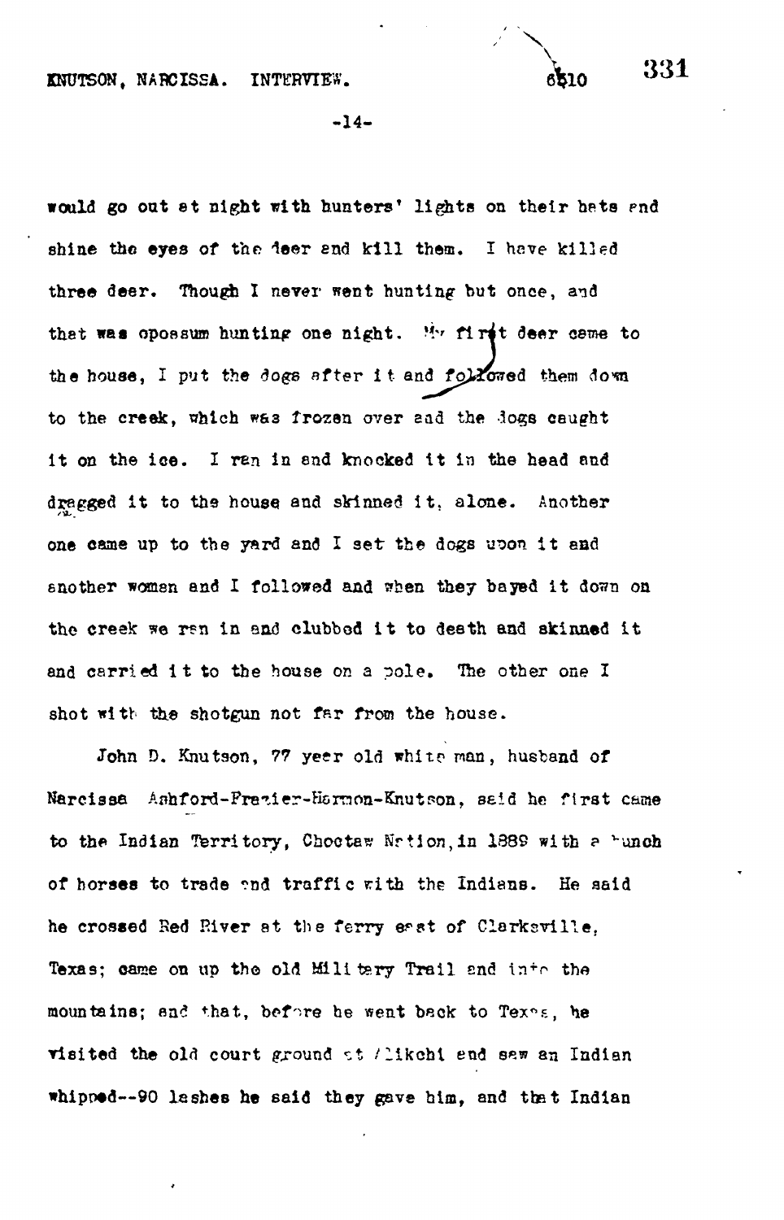would go out at night with hunters' lights on their hats and shine the eyes of the deer and kill them. I have killed three deer. Though I never went hunting but once, and that was opossum hunting one night. My first deer came to the house, I put the dogs after it and followed them down to the creek, which was frozen over and the dogs caught it on the ice. I ran in and knocked it in the head and dragged it to the house and skinned it, alone. Another one came up to the yard and I set the dogs upon it and another woman and I followed and when they bayed it down on the creek we ran in and clubbed it to death and skinned it and carried it to the house on a pole. The other one I shot with the shotgun not far from the house.

John D. Knutson, 77 year old white man, husband of Narcissa Ashford-Frazier-Harmon-Knutson, said he first came to the Indian Territory, Choctaw Nation, in 1889 with a bunch of horses to trade and traffic with the Indians. He said he crossed Red River at the ferry east of Clarksville, Texas; came on up the old Military Trail and into the mountains; and that, before he went back to Texas, he visited the old court ground at Alikchi and saw an Indian whipped--90 lashes he said they gave him, and that Indian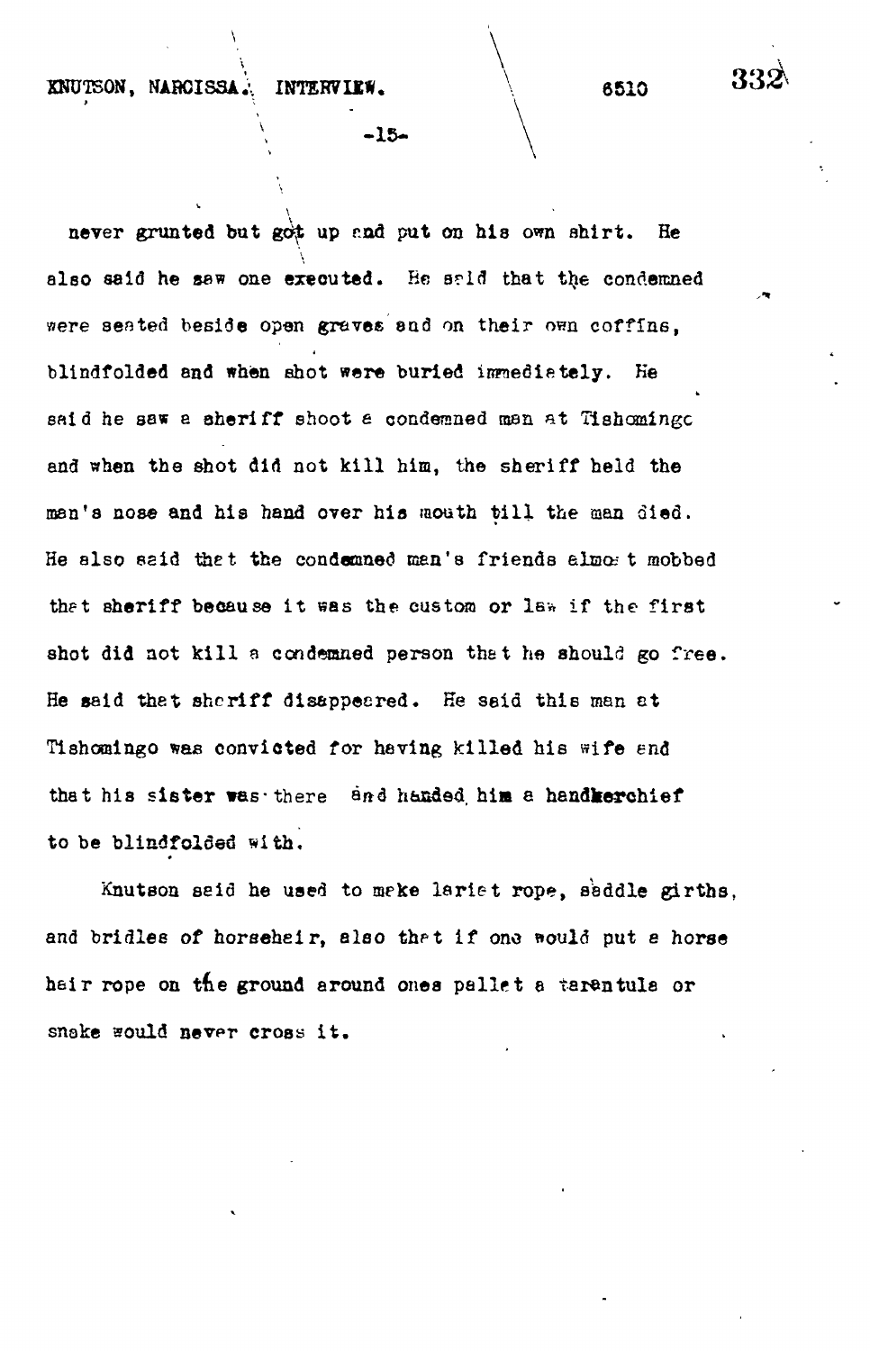never grunted but got up and put on his own shirt. He also said he saw one executed. He said that the condemned were seated beside open graves and on their own coffins, blindfolded and when shot were buried immediately. He said he saw a sheriff shoot a condemned man at Tishomingo and when the shot did not kill him, the sheriff held the man's nose and his hand over his mouth till the man died. He also said that the condemned man's friends almost mobbed that sheriff because it was the custom or law if the first shot did not kill a condemned person that he should go free. He said that sheriff disappeared. He said this man at Tishomingo was convicted for having killed his wife and that his sister was there and handed him a handkerchief to be blindfolded with.

Knutson said he used to make lariat rope, saddle girths, and bridles of horsehair, also that if one would put a horse hair rope on the ground around ones pallet a tarantula or snake would never cross it.